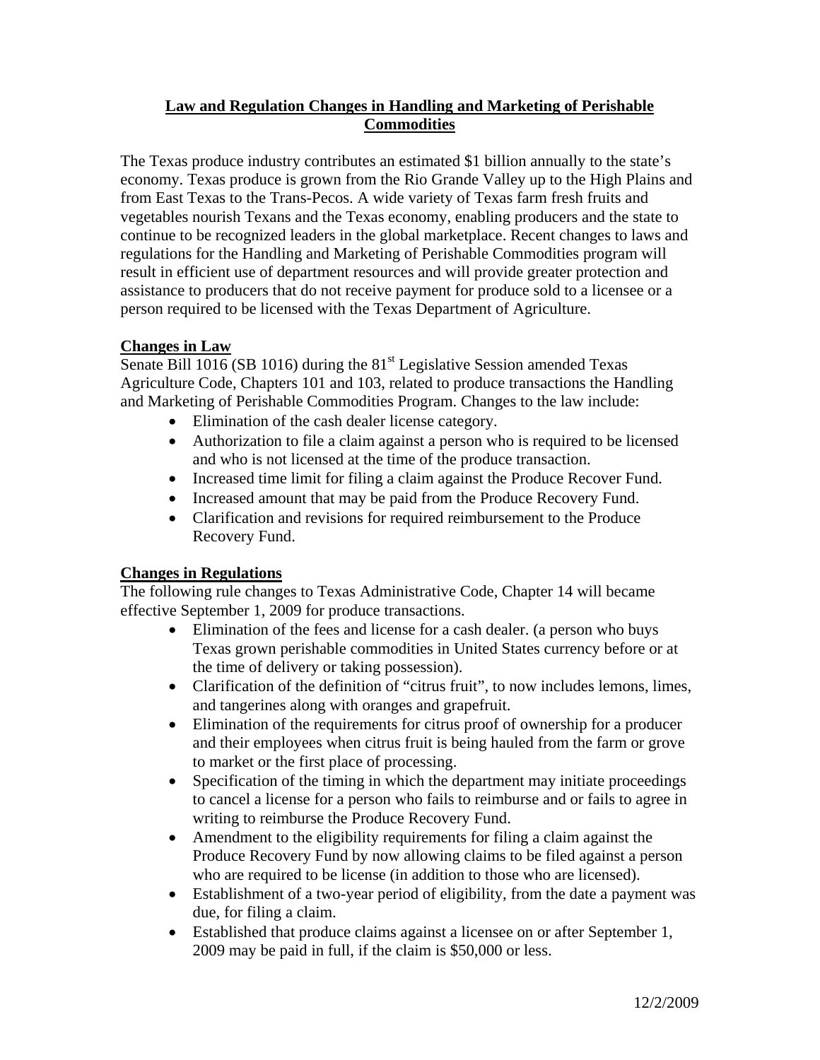## Law and Regulation Changes in Handling and Marketing of Perishable Commodities

The Texas produce industry contributes an estimated $1 billion annually to the state's economy. Texas produce is grown from the Rio Grande Valley up to the High Plains and from East Texas to the Trans-Pecos. A wide variety of Texas farm fresh fruits and vegetables nourish Texans and the Texas economy, enabling producers and the state to continue to be recognized leaders in the global marketplace. Recent changes to laws and regulations for the Handling and Marketing of Perishable Commodities program will result in efficient use of department resources and will provide greater protection and assistance to producers that do not receive payment for produce sold to a licensee or a person required to be licensed with the Texas Department of Agriculture.

### Changes in Law

Senate Bill 1016 (SB 1016) during the 81st Legislative Session amended Texas Agriculture Code, Chapters 101 and 103, related to produce transactions the Handling and Marketing of Perishable Commodities Program. Changes to the law include:

- Elimination of the cash dealer license category.
- Authorization to file a claim against a person who is required to be licensed and who is not licensed at the time of the produce transaction.
- Increased time limit for filing a claim against the Produce Recover Fund.
- Increased amount that may be paid from the Produce Recovery Fund.
- Clarification and revisions for required reimbursement to the Produce Recovery Fund.

### Changes in Regulations

The following rule changes to Texas Administrative Code, Chapter 14 will became effective September 1, 2009 for produce transactions.

- Elimination of the fees and license for a cash dealer. (a person who buys Texas grown perishable commodities in United States currency before or at the time of delivery or taking possession).
- Clarification of the definition of "citrus fruit", to now includes lemons, limes, and tangerines along with oranges and grapefruit.
- Elimination of the requirements for citrus proof of ownership for a producer and their employees when citrus fruit is being hauled from the farm or grove to market or the first place of processing.
- Specification of the timing in which the department may initiate proceedings to cancel a license for a person who fails to reimburse and or fails to agree in writing to reimburse the Produce Recovery Fund.
- Amendment to the eligibility requirements for filing a claim against the Produce Recovery Fund by now allowing claims to be filed against a person who are required to be license (in addition to those who are licensed).
- Establishment of a two-year period of eligibility, from the date a payment was due, for filing a claim.
- Established that produce claims against a licensee on or after September 1, 2009 may be paid in full, if the claim is $50,000 or less.

12/2/2009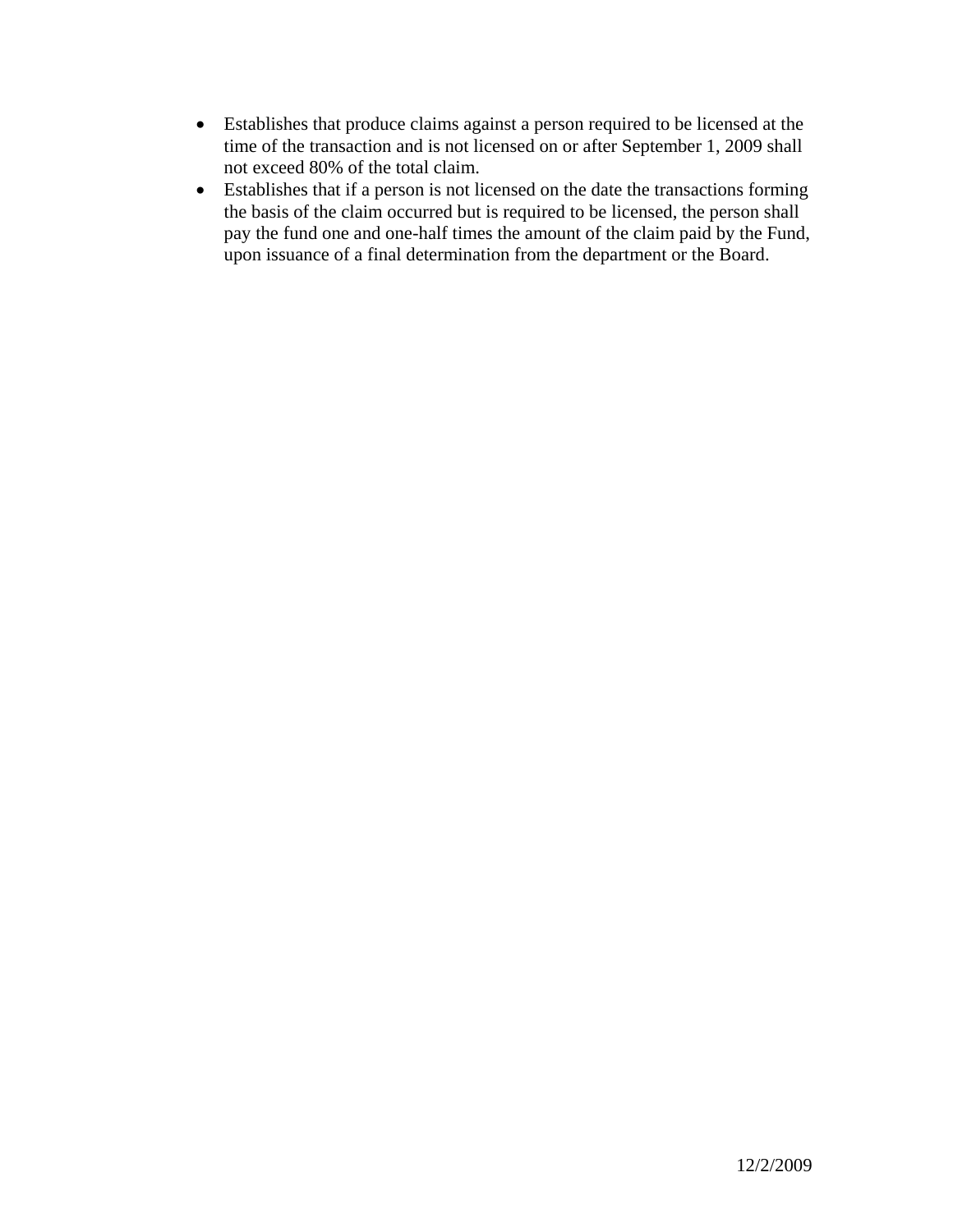- Establishes that produce claims against a person required to be licensed at the time of the transaction and is not licensed on or after September 1, 2009 shall not exceed 80% of the total claim.
- Establishes that if a person is not licensed on the date the transactions forming the basis of the claim occurred but is required to be licensed, the person shall pay the fund one and one-half times the amount of the claim paid by the Fund, upon issuance of a final determination from the department or the Board.

12/2/2009